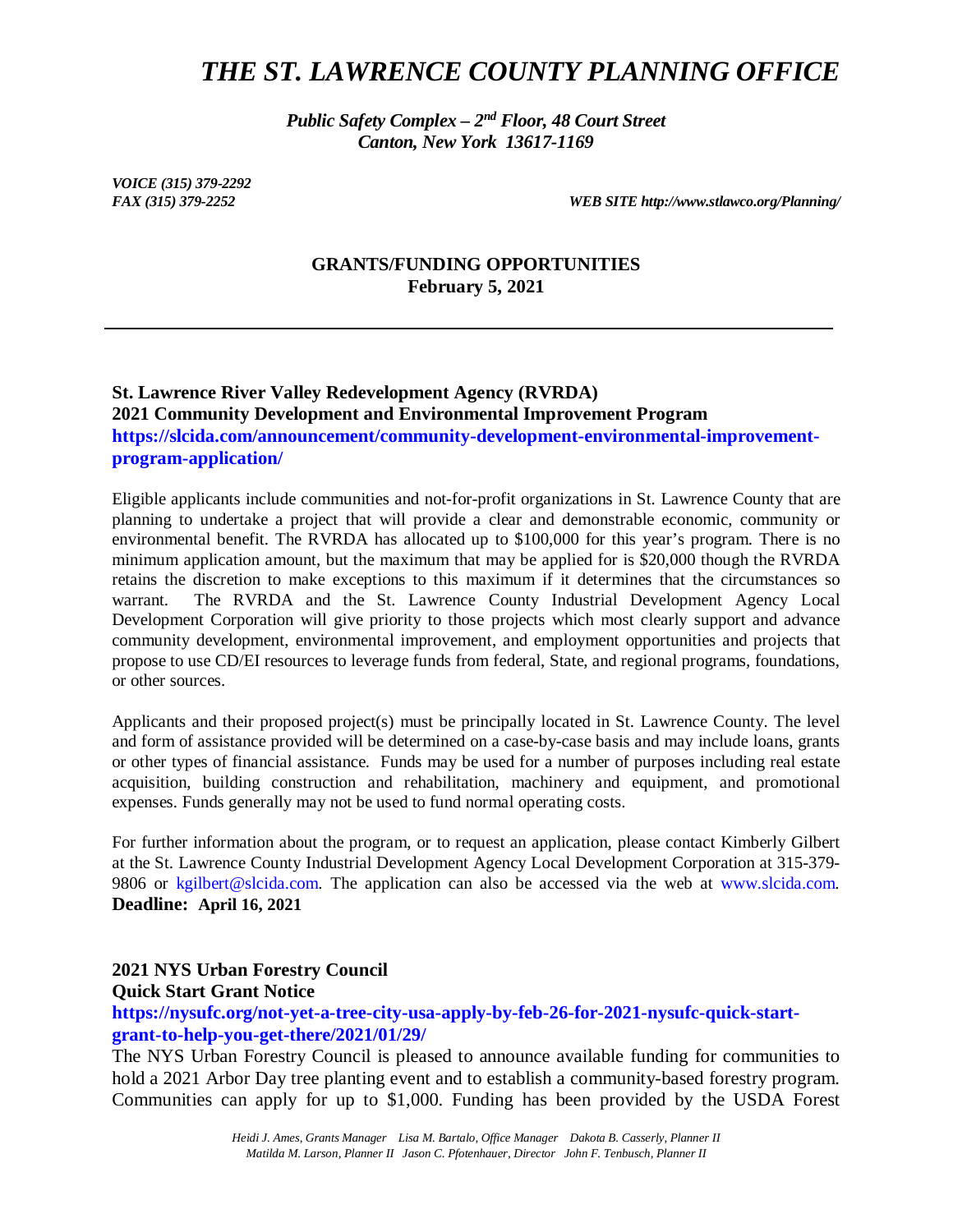# *THE ST. LAWRENCE COUNTY PLANNING OFFICE*

***Public Safety Complex – 2nd Floor, 48 Court Street***
***Canton, New York 13617-1169***

*VOICE (315) 379-2292*
*FAX (315) 379-2252* *WEB SITE http://www.stlawco.org/Planning/*

## GRANTS/FUNDING OPPORTUNITIES
**February 5, 2021**

---

### St. Lawrence River Valley Redevelopment Agency (RVRDA)
### 2021 Community Development and Environmental Improvement Program
**https://slcida.com/announcement/community-development-environmental-improvement-program-application/**

Eligible applicants include communities and not-for-profit organizations in St. Lawrence County that are planning to undertake a project that will provide a clear and demonstrable economic, community or environmental benefit. The RVRDA has allocated up to $100,000 for this year's program. There is no minimum application amount, but the maximum that may be applied for is $20,000 though the RVRDA retains the discretion to make exceptions to this maximum if it determines that the circumstances so warrant. The RVRDA and the St. Lawrence County Industrial Development Agency Local Development Corporation will give priority to those projects which most clearly support and advance community development, environmental improvement, and employment opportunities and projects that propose to use CD/EI resources to leverage funds from federal, State, and regional programs, foundations, or other sources.

Applicants and their proposed project(s) must be principally located in St. Lawrence County. The level and form of assistance provided will be determined on a case-by-case basis and may include loans, grants or other types of financial assistance. Funds may be used for a number of purposes including real estate acquisition, building construction and rehabilitation, machinery and equipment, and promotional expenses. Funds generally may not be used to fund normal operating costs.

For further information about the program, or to request an application, please contact Kimberly Gilbert at the St. Lawrence County Industrial Development Agency Local Development Corporation at 315-379-9806 or kgilbert@slcida.com. The application can also be accessed via the web at www.slcida.com.
**Deadline: April 16, 2021**

### 2021 NYS Urban Forestry Council
### Quick Start Grant Notice
**https://nysufc.org/not-yet-a-tree-city-usa-apply-by-feb-26-for-2021-nysufc-quick-start-grant-to-help-you-get-there/2021/01/29/**

The NYS Urban Forestry Council is pleased to announce available funding for communities to hold a 2021 Arbor Day tree planting event and to establish a community-based forestry program. Communities can apply for up to $1,000. Funding has been provided by the USDA Forest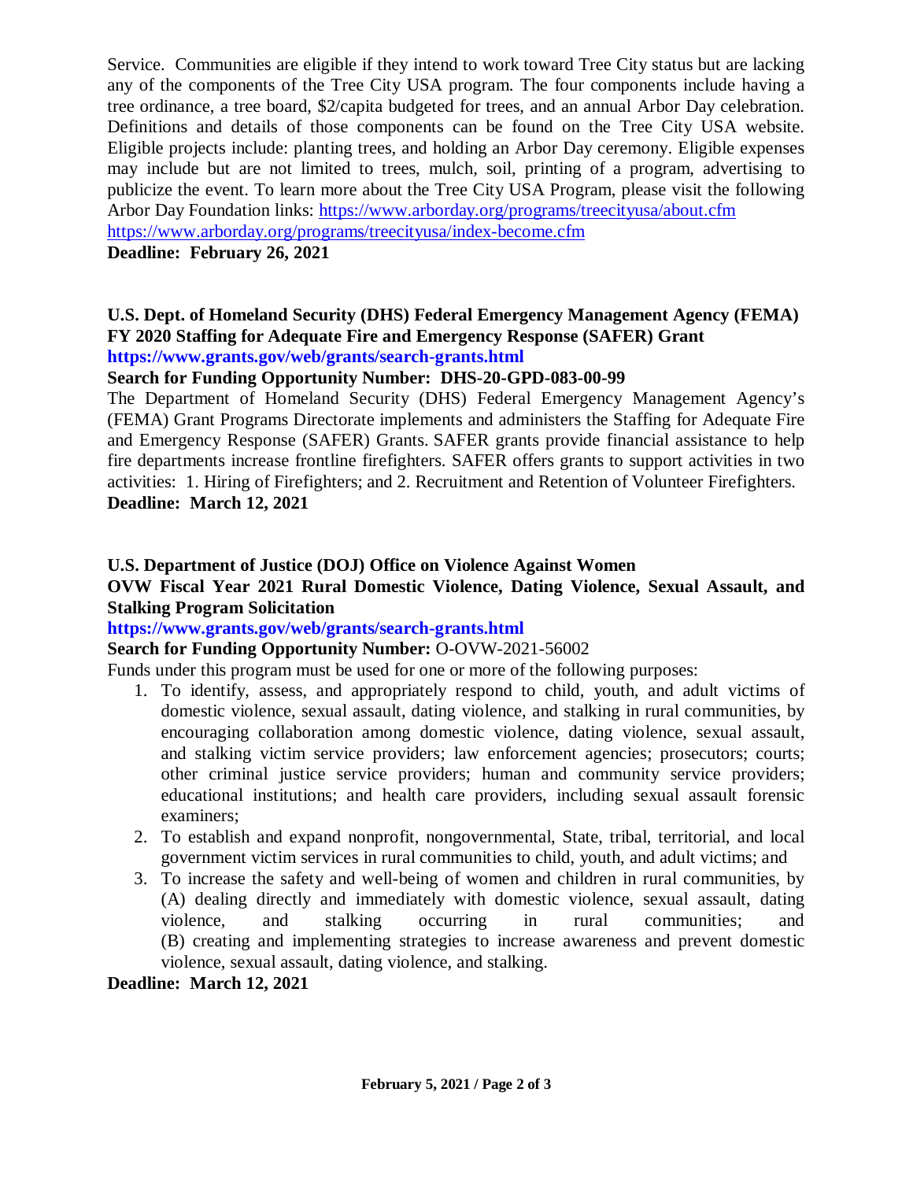Service. Communities are eligible if they intend to work toward Tree City status but are lacking any of the components of the Tree City USA program. The four components include having a tree ordinance, a tree board, $2/capita budgeted for trees, and an annual Arbor Day celebration. Definitions and details of those components can be found on the Tree City USA website. Eligible projects include: planting trees, and holding an Arbor Day ceremony. Eligible expenses may include but are not limited to trees, mulch, soil, printing of a program, advertising to publicize the event. To learn more about the Tree City USA Program, please visit the following Arbor Day Foundation links: https://www.arborday.org/programs/treecityusa/about.cfm https://www.arborday.org/programs/treecityusa/index-become.cfm

**Deadline: February 26, 2021**

**U.S. Dept. of Homeland Security (DHS) Federal Emergency Management Agency (FEMA) FY 2020 Staffing for Adequate Fire and Emergency Response (SAFER) Grant**
**https://www.grants.gov/web/grants/search-grants.html**
**Search for Funding Opportunity Number: DHS-20-GPD-083-00-99**

The Department of Homeland Security (DHS) Federal Emergency Management Agency's (FEMA) Grant Programs Directorate implements and administers the Staffing for Adequate Fire and Emergency Response (SAFER) Grants. SAFER grants provide financial assistance to help fire departments increase frontline firefighters. SAFER offers grants to support activities in two activities: 1. Hiring of Firefighters; and 2. Recruitment and Retention of Volunteer Firefighters.

**Deadline: March 12, 2021**

**U.S. Department of Justice (DOJ) Office on Violence Against Women**
**OVW Fiscal Year 2021 Rural Domestic Violence, Dating Violence, Sexual Assault, and Stalking Program Solicitation**
**https://www.grants.gov/web/grants/search-grants.html**
**Search for Funding Opportunity Number:** O-OVW-2021-56002

Funds under this program must be used for one or more of the following purposes:

1. To identify, assess, and appropriately respond to child, youth, and adult victims of domestic violence, sexual assault, dating violence, and stalking in rural communities, by encouraging collaboration among domestic violence, dating violence, sexual assault, and stalking victim service providers; law enforcement agencies; prosecutors; courts; other criminal justice service providers; human and community service providers; educational institutions; and health care providers, including sexual assault forensic examiners;
2. To establish and expand nonprofit, nongovernmental, State, tribal, territorial, and local government victim services in rural communities to child, youth, and adult victims; and
3. To increase the safety and well-being of women and children in rural communities, by (A) dealing directly and immediately with domestic violence, sexual assault, dating violence, and stalking occurring in rural communities; and (B) creating and implementing strategies to increase awareness and prevent domestic violence, sexual assault, dating violence, and stalking.

**Deadline: March 12, 2021**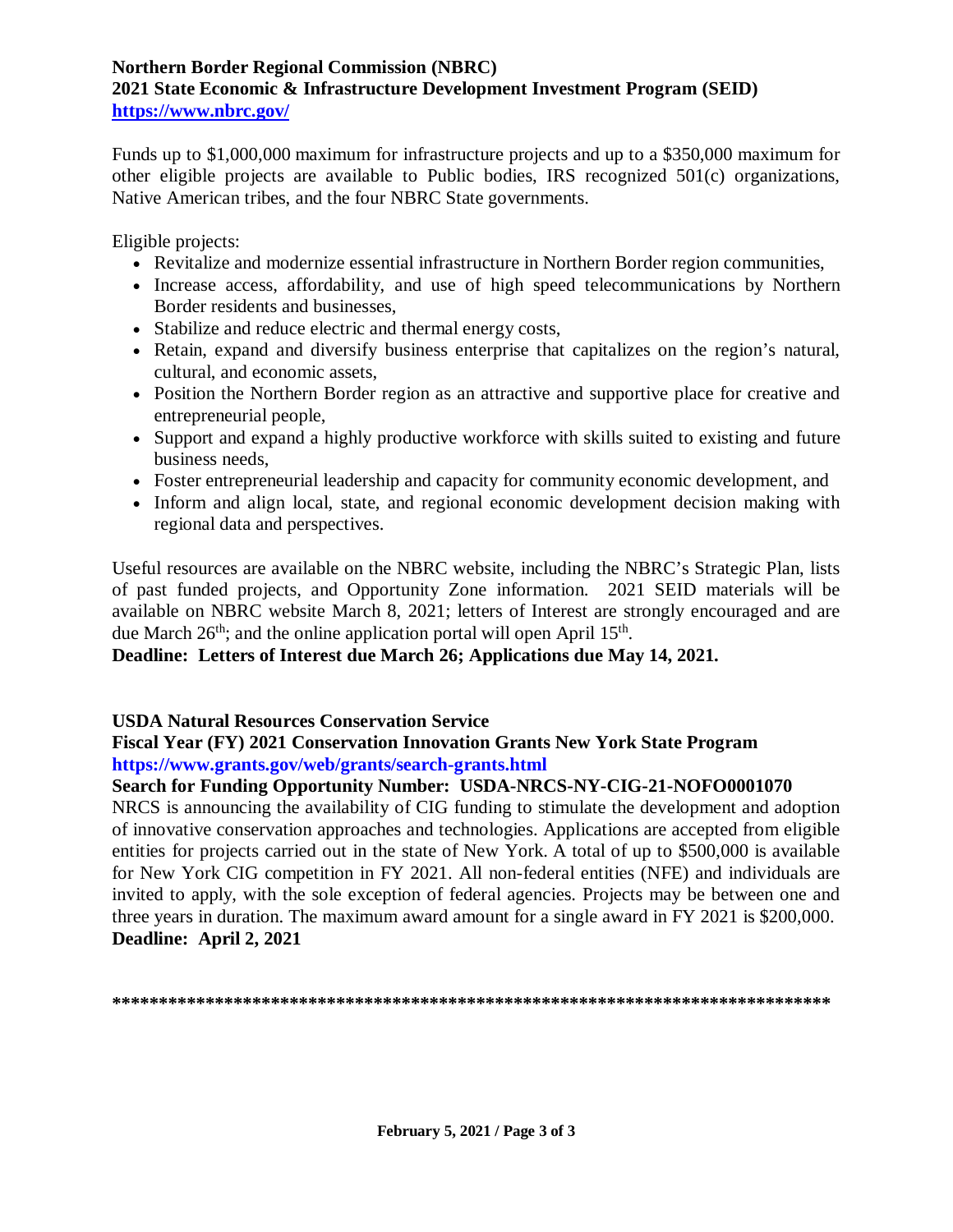**Northern Border Regional Commission (NBRC)**
**2021 State Economic & Infrastructure Development Investment Program (SEID)**
**https://www.nbrc.gov/**

Funds up to $1,000,000 maximum for infrastructure projects and up to a $350,000 maximum for other eligible projects are available to Public bodies, IRS recognized 501(c) organizations, Native American tribes, and the four NBRC State governments.

Eligible projects:

- Revitalize and modernize essential infrastructure in Northern Border region communities,
- Increase access, affordability, and use of high speed telecommunications by Northern Border residents and businesses,
- Stabilize and reduce electric and thermal energy costs,
- Retain, expand and diversify business enterprise that capitalizes on the region's natural, cultural, and economic assets,
- Position the Northern Border region as an attractive and supportive place for creative and entrepreneurial people,
- Support and expand a highly productive workforce with skills suited to existing and future business needs,
- Foster entrepreneurial leadership and capacity for community economic development, and
- Inform and align local, state, and regional economic development decision making with regional data and perspectives.

Useful resources are available on the NBRC website, including the NBRC's Strategic Plan, lists of past funded projects, and Opportunity Zone information. 2021 SEID materials will be available on NBRC website March 8, 2021; letters of Interest are strongly encouraged and are due March 26th; and the online application portal will open April 15th.

**Deadline: Letters of Interest due March 26; Applications due May 14, 2021.**

**USDA Natural Resources Conservation Service**
**Fiscal Year (FY) 2021 Conservation Innovation Grants New York State Program**
**https://www.grants.gov/web/grants/search-grants.html**
**Search for Funding Opportunity Number: USDA-NRCS-NY-CIG-21-NOFO0001070**

NRCS is announcing the availability of CIG funding to stimulate the development and adoption of innovative conservation approaches and technologies. Applications are accepted from eligible entities for projects carried out in the state of New York. A total of up to $500,000 is available for New York CIG competition in FY 2021. All non-federal entities (NFE) and individuals are invited to apply, with the sole exception of federal agencies. Projects may be between one and three years in duration. The maximum award amount for a single award in FY 2021 is $200,000.

**Deadline: April 2, 2021**

******************************************************************************